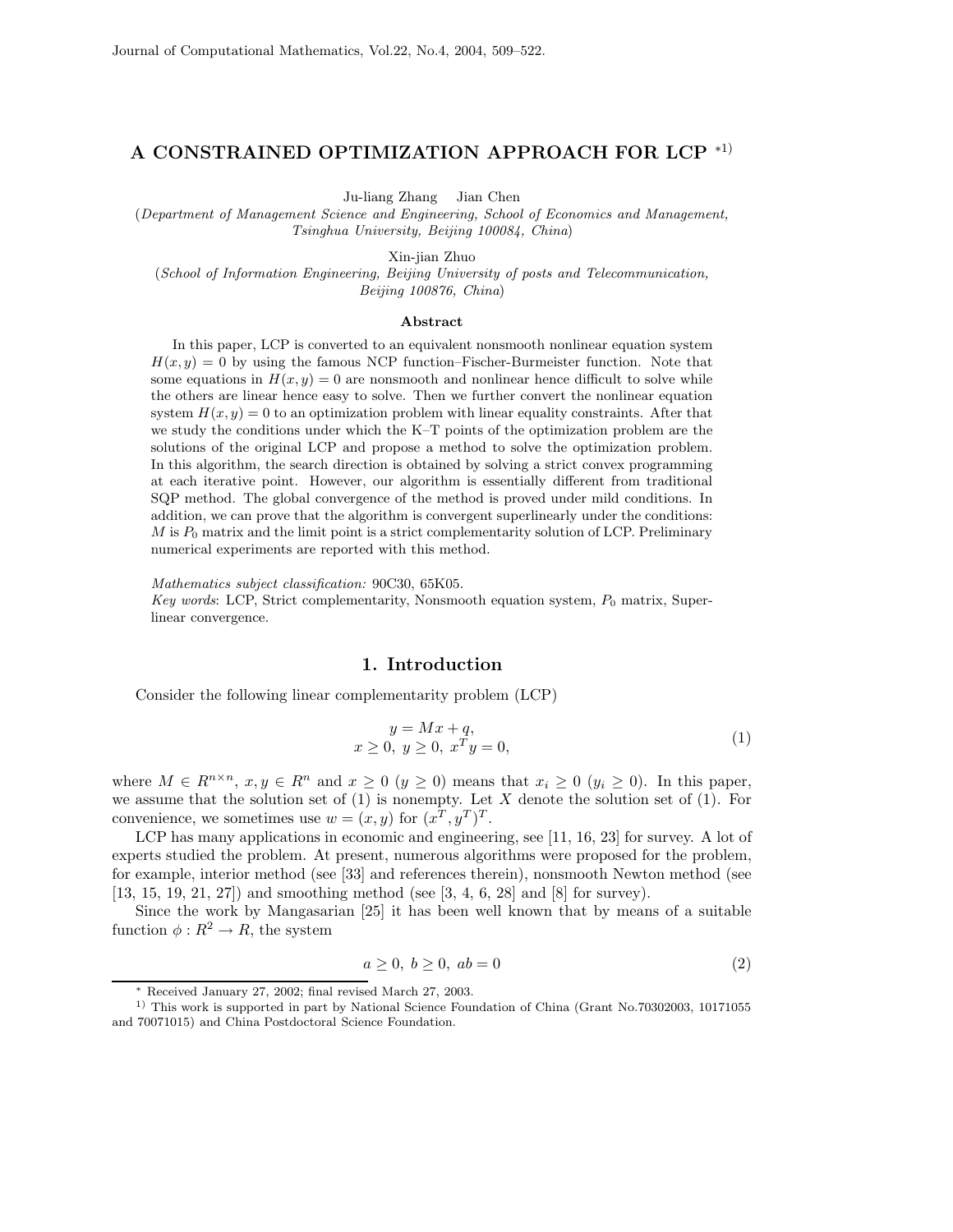# A CONSTRAINED OPTIMIZATION APPROACH FOR LCP [*1)]

Ju-liang Zhang  Jian Chen

(*Department of Management Science and Engineering, School of Economics and Management, Tsinghua University, Beijing 100084, China*)

Xin-jian Zhuo

(*School of Information Engineering, Beijing University of posts and Telecommunication, Beijing 100876, China*)

### Abstract

In this paper, LCP is converted to an equivalent nonsmooth nonlinear equation system $H(x, y) = 0$ by using the famous NCP function–Fischer-Burmeister function. Note that some equations in $H(x, y) = 0$ are nonsmooth and nonlinear hence difficult to solve while the others are linear hence easy to solve. Then we further convert the nonlinear equation system $H(x, y) = 0$ to an optimization problem with linear equality constraints. After that we study the conditions under which the K–T points of the optimization problem are the solutions of the original LCP and propose a method to solve the optimization problem. In this algorithm, the search direction is obtained by solving a strict convex programming at each iterative point. However, our algorithm is essentially different from traditional SQP method. The global convergence of the method is proved under mild conditions. In addition, we can prove that the algorithm is convergent superlinearly under the conditions: $M$ is $P_0$ matrix and the limit point is a strict complementarity solution of LCP. Preliminary numerical experiments are reported with this method.

*Mathematics subject classification:* 90C30, 65K05.

*Key words*: LCP, Strict complementarity, Nonsmooth equation system, $P_0$ matrix, Superlinear convergence.

## 1. Introduction

Consider the following linear complementarity problem (LCP)

$$\begin{aligned} y = Mx + q, \\ x \geq 0,\ y \geq 0,\ x^T y = 0, \end{aligned} \tag{1}$$

where $M \in R^{n \times n}$, $x, y \in R^n$ and $x \geq 0$ ($y \geq 0$) means that $x_i \geq 0$ ($y_i \geq 0$). In this paper, we assume that the solution set of (1) is nonempty. Let $X$ denote the solution set of (1). For convenience, we sometimes use $w = (x, y)$ for $(x^T, y^T)^T$.

LCP has many applications in economic and engineering, see [11, 16, 23] for survey. A lot of experts studied the problem. At present, numerous algorithms were proposed for the problem, for example, interior method (see [33] and references therein), nonsmooth Newton method (see [13, 15, 19, 21, 27]) and smoothing method (see [3, 4, 6, 28] and [8] for survey).

Since the work by Mangasarian [25] it has been well known that by means of a suitable function $\phi : R^2 \to R$, the system

$$a \geq 0,\ b \geq 0,\ ab = 0 \tag{2}$$

[*] Received January 27, 2002; final revised March 27, 2003.

[1)] This work is supported in part by National Science Foundation of China (Grant No.70302003, 10171055 and 70071015) and China Postdoctoral Science Foundation.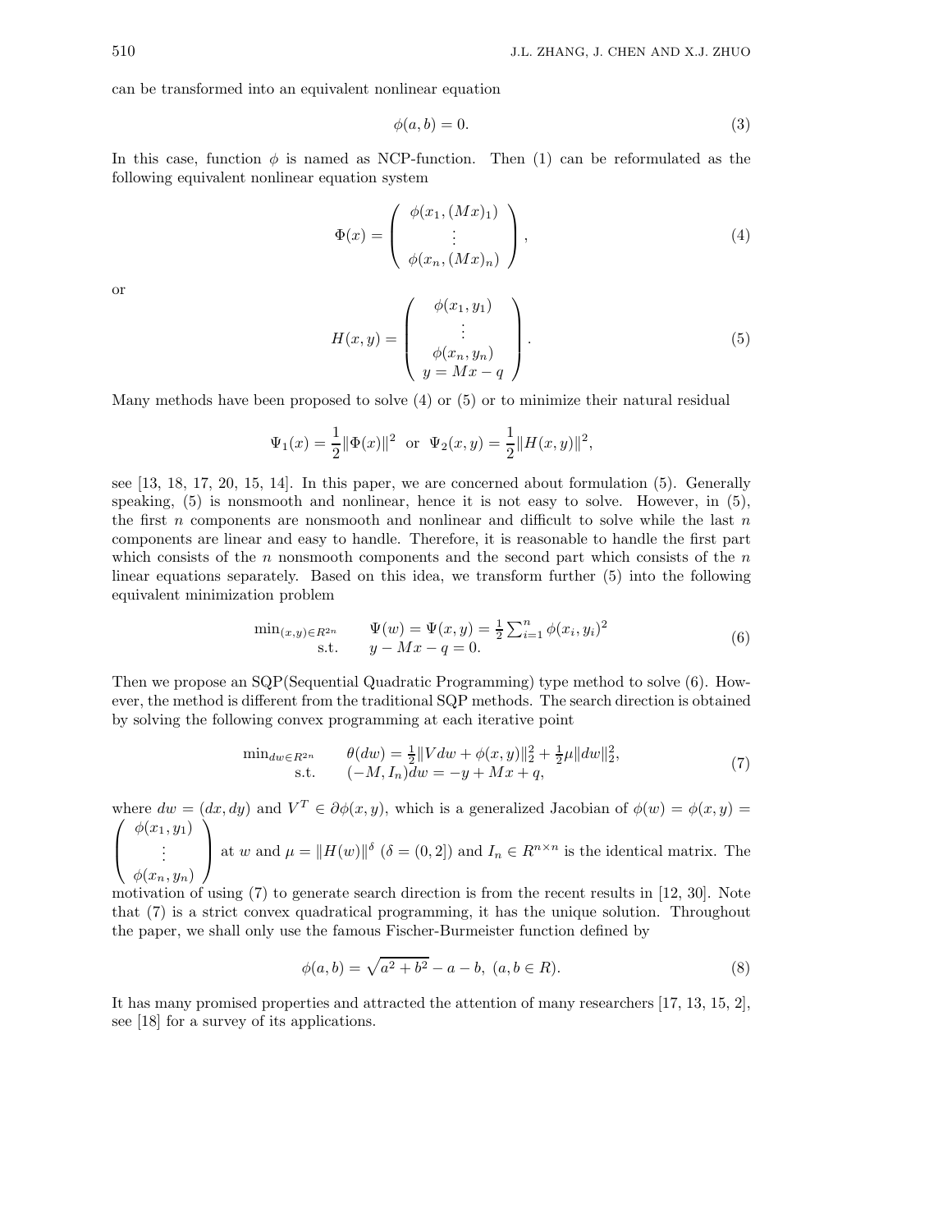can be transformed into an equivalent nonlinear equation

$$\phi(a, b) = 0. \tag{3}$$

In this case, function $\phi$ is named as NCP-function. Then (1) can be reformulated as the following equivalent nonlinear equation system

$$\Phi(x) = \begin{pmatrix} \phi(x_1, (Mx)_1) \\ \vdots \\ \phi(x_n, (Mx)_n) \end{pmatrix}, \tag{4}$$

or

$$H(x, y) = \begin{pmatrix} \phi(x_1, y_1) \\ \vdots \\ \phi(x_n, y_n) \\ y = Mx - q \end{pmatrix}. \tag{5}$$

Many methods have been proposed to solve (4) or (5) or to minimize their natural residual

$$\Psi_1(x) = \frac{1}{2}\|\Phi(x)\|^2 \text{ or } \Psi_2(x, y) = \frac{1}{2}\|H(x, y)\|^2,$$

see [13, 18, 17, 20, 15, 14]. In this paper, we are concerned about formulation (5). Generally speaking, (5) is nonsmooth and nonlinear, hence it is not easy to solve. However, in (5), the first $n$ components are nonsmooth and nonlinear and difficult to solve while the last $n$ components are linear and easy to handle. Therefore, it is reasonable to handle the first part which consists of the $n$ nonsmooth components and the second part which consists of the $n$ linear equations separately. Based on this idea, we transform further (5) into the following equivalent minimization problem

$$\begin{array}{ll} \min_{(x,y)\in R^{2n}} & \Psi(w) = \Psi(x, y) = \frac{1}{2}\sum_{i=1}^{n} \phi(x_i, y_i)^2 \\ \text{s.t.} & y - Mx - q = 0. \end{array} \tag{6}$$

Then we propose an SQP(Sequential Quadratic Programming) type method to solve (6). However, the method is different from the traditional SQP methods. The search direction is obtained by solving the following convex programming at each iterative point

$$\begin{array}{ll} \min_{dw\in R^{2n}} & \theta(dw) = \frac{1}{2}\|Vdw + \phi(x, y)\|_2^2 + \frac{1}{2}\mu\|dw\|_2^2, \\ \text{s.t.} & (-M, I_n)dw = -y + Mx + q, \end{array} \tag{7}$$

where $dw = (dx, dy)$ and $V^T \in \partial\phi(x, y)$, which is a generalized Jacobian of $\phi(w) = \phi(x, y) = \begin{pmatrix} \phi(x_1, y_1) \\ \vdots \\ \phi(x_n, y_n) \end{pmatrix}$ at $w$ and $\mu = \|H(w)\|^\delta$ ($\delta = (0, 2]$) and $I_n \in R^{n\times n}$ is the identical matrix. The motivation of using (7) to generate search direction is from the recent results in [12, 30]. Note that (7) is a strict convex quadratical programming, it has the unique solution. Throughout the paper, we shall only use the famous Fischer-Burmeister function defined by

$$\phi(a, b) = \sqrt{a^2 + b^2} - a - b, \ (a, b \in R). \tag{8}$$

It has many promised properties and attracted the attention of many researchers [17, 13, 15, 2], see [18] for a survey of its applications.